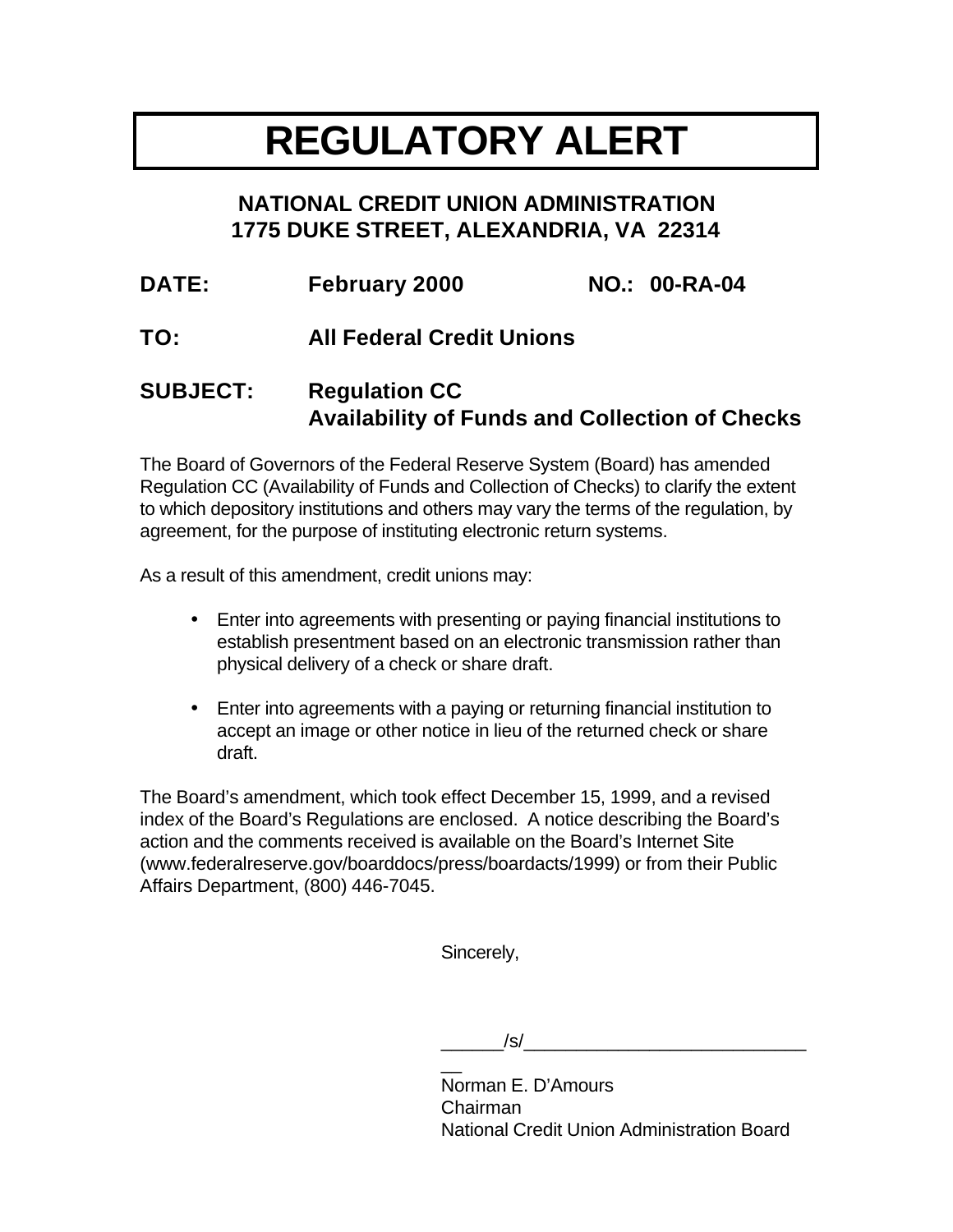# REGULATORY ALERT

**NATIONAL CREDIT UNION ADMINISTRATION**
**1775 DUKE STREET, ALEXANDRIA, VA 22314**

**DATE:** February 2000 **NO.:** 00-RA-04

**TO:** All Federal Credit Unions

**SUBJECT:** Regulation CC
Availability of Funds and Collection of Checks

The Board of Governors of the Federal Reserve System (Board) has amended Regulation CC (Availability of Funds and Collection of Checks) to clarify the extent to which depository institutions and others may vary the terms of the regulation, by agreement, for the purpose of instituting electronic return systems.

As a result of this amendment, credit unions may:

- Enter into agreements with presenting or paying financial institutions to establish presentment based on an electronic transmission rather than physical delivery of a check or share draft.
- Enter into agreements with a paying or returning financial institution to accept an image or other notice in lieu of the returned check or share draft.

The Board's amendment, which took effect December 15, 1999, and a revised index of the Board's Regulations are enclosed. A notice describing the Board's action and the comments received is available on the Board's Internet Site (www.federalreserve.gov/boarddocs/press/boardacts/1999) or from their Public Affairs Department, (800) 446-7045.

Sincerely,

______/s/______________________________

Norman E. D'Amours
Chairman
National Credit Union Administration Board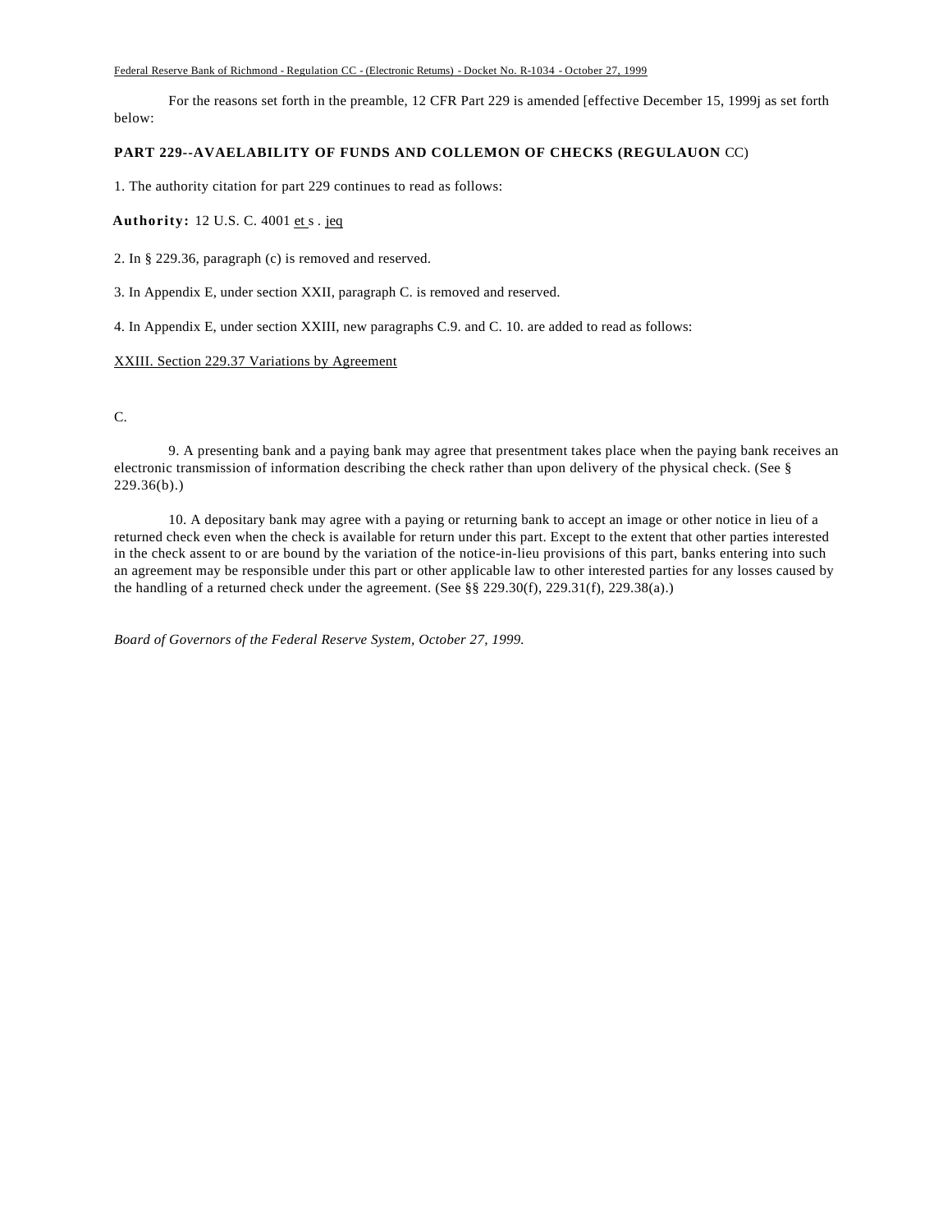For the reasons set forth in the preamble, 12 CFR Part 229 is amended [effective December 15, 1999j as set forth below:

**PART 229--AVAELABILITY OF FUNDS AND COLLEMON OF CHECKS (REGULAUON** CC)

1. The authority citation for part 229 continues to read as follows:

**Authority:** 12 U.S. C. 4001 et s . jeq

2. In § 229.36, paragraph (c) is removed and reserved.

3. In Appendix E, under section XXII, paragraph C. is removed and reserved.

4. In Appendix E, under section XXIII, new paragraphs C.9. and C. 10. are added to read as follows:

XXIII. Section 229.37 Variations by Agreement

C.

9. A presenting bank and a paying bank may agree that presentment takes place when the paying bank receives an electronic transmission of information describing the check rather than upon delivery of the physical check. (See § 229.36(b).)

10. A depositary bank may agree with a paying or returning bank to accept an image or other notice in lieu of a returned check even when the check is available for return under this part. Except to the extent that other parties interested in the check assent to or are bound by the variation of the notice-in-lieu provisions of this part, banks entering into such an agreement may be responsible under this part or other applicable law to other interested parties for any losses caused by the handling of a returned check under the agreement. (See §§ 229.30(f), 229.31(f), 229.38(a).)

*Board of Governors of the Federal Reserve System, October 27, 1999.*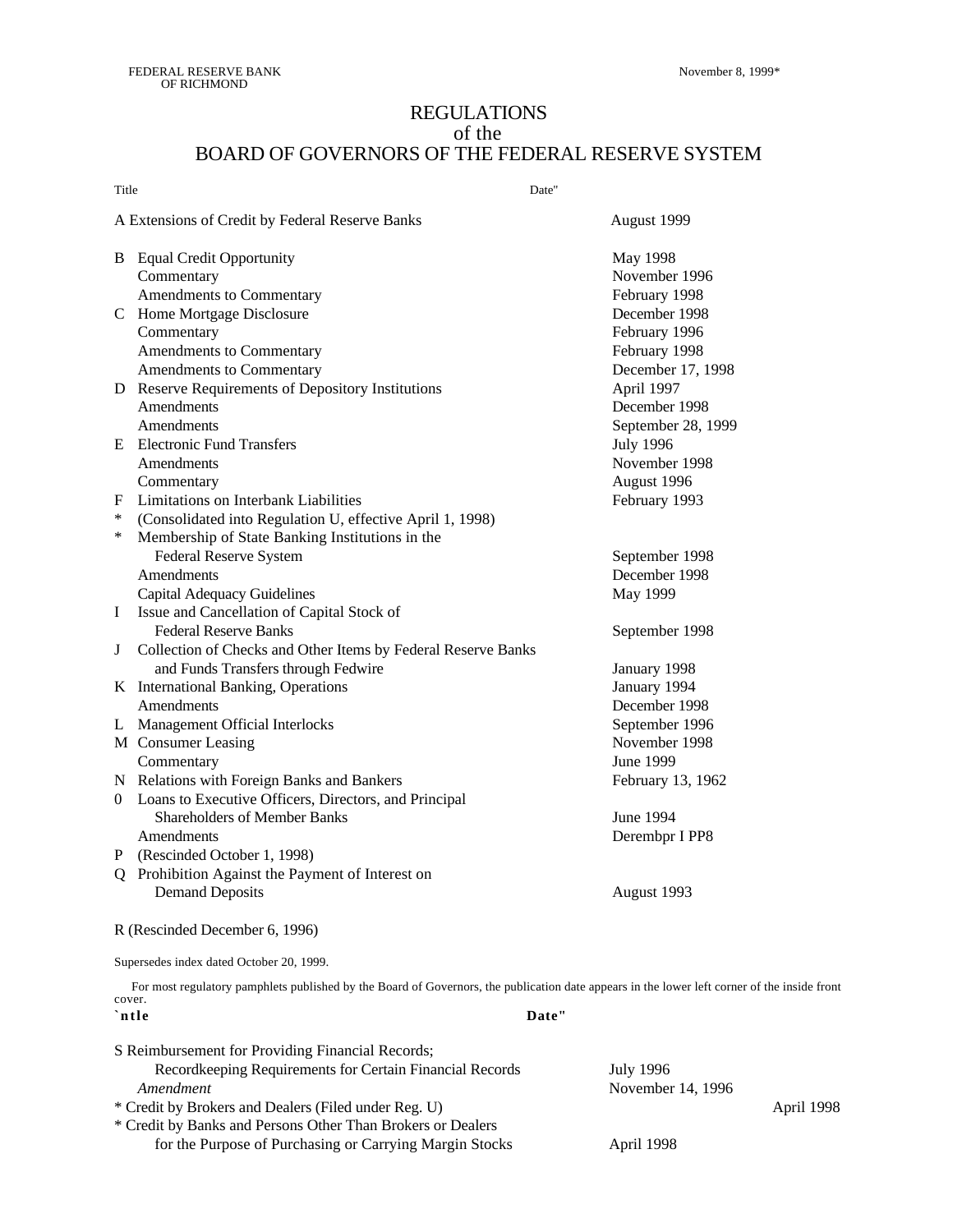FEDERAL RESERVE BANK
OF RICHMOND

November 8, 1999*

# REGULATIONS
## of the
## BOARD OF GOVERNORS OF THE FEDERAL RESERVE SYSTEM

| | Title | Date" |
|---|---|---|
| A | Extensions of Credit by Federal Reserve Banks | August 1999 |
| B | Equal Credit Opportunity | May 1998 |
| | Commentary | November 1996 |
| | Amendments to Commentary | February 1998 |
| C | Home Mortgage Disclosure | December 1998 |
| | Commentary | February 1996 |
| | Amendments to Commentary | February 1998 |
| | Amendments to Commentary | December 17, 1998 |
| D | Reserve Requirements of Depository Institutions | April 1997 |
| | Amendments | December 1998 |
| | Amendments | September 28, 1999 |
| E | Electronic Fund Transfers | July 1996 |
| | Amendments | November 1998 |
| | Commentary | August 1996 |
| F | Limitations on Interbank Liabilities | February 1993 |
| * | (Consolidated into Regulation U, effective April 1, 1998) | |
| * | Membership of State Banking Institutions in the Federal Reserve System | September 1998 |
| | Amendments | December 1998 |
| | Capital Adequacy Guidelines | May 1999 |
| I | Issue and Cancellation of Capital Stock of Federal Reserve Banks | September 1998 |
| J | Collection of Checks and Other Items by Federal Reserve Banks and Funds Transfers through Fedwire | January 1998 |
| K | International Banking, Operations | January 1994 |
| | Amendments | December 1998 |
| L | Management Official Interlocks | September 1996 |
| M | Consumer Leasing | November 1998 |
| | Commentary | June 1999 |
| N | Relations with Foreign Banks and Bankers | February 13, 1962 |
| 0 | Loans to Executive Officers, Directors, and Principal Shareholders of Member Banks | June 1994 |
| | Amendments | Derembpr I PP8 |
| P | (Rescinded October 1, 1998) | |
| Q | Prohibition Against the Payment of Interest on Demand Deposits | August 1993 |
| R | (Rescinded December 6, 1996) | |

Supersedes index dated October 20, 1999.

For most regulatory pamphlets published by the Board of Governors, the publication date appears in the lower left corner of the inside front cover.

| | `ntle | Date" |
|---|---|---|
| S | Reimbursement for Providing Financial Records; Recordkeeping Requirements for Certain Financial Records | July 1996 |
| | *Amendment* | November 14, 1996 |
| * | Credit by Brokers and Dealers (Filed under Reg. U) | April 1998 |
| * | Credit by Banks and Persons Other Than Brokers or Dealers for the Purpose of Purchasing or Carrying Margin Stocks | April 1998 |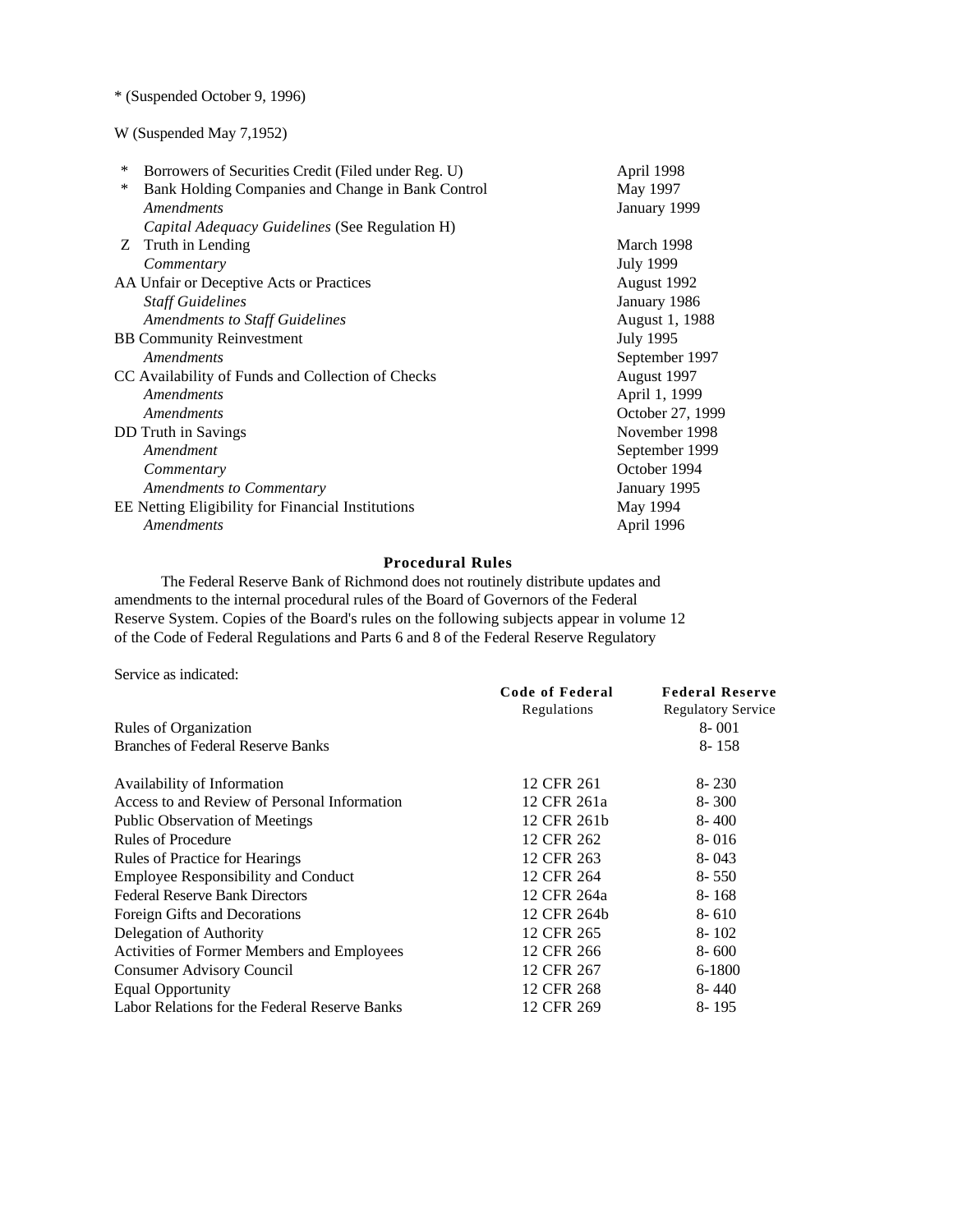* (Suspended October 9, 1996)

W (Suspended May 7,1952)

| | |
|---|---|
| * Borrowers of Securities Credit (Filed under Reg. U) | April 1998 |
| * Bank Holding Companies and Change in Bank Control | May 1997 |
| *Amendments* | January 1999 |
| *Capital Adequacy Guidelines* (See Regulation H) | |
| Z Truth in Lending | March 1998 |
| *Commentary* | July 1999 |
| AA Unfair or Deceptive Acts or Practices | August 1992 |
| *Staff Guidelines* | January 1986 |
| *Amendments to Staff Guidelines* | August 1, 1988 |
| BB Community Reinvestment | July 1995 |
| *Amendments* | September 1997 |
| CC Availability of Funds and Collection of Checks | August 1997 |
| *Amendments* | April 1, 1999 |
| *Amendments* | October 27, 1999 |
| DD Truth in Savings | November 1998 |
| *Amendment* | September 1999 |
| *Commentary* | October 1994 |
| *Amendments to Commentary* | January 1995 |
| EE Netting Eligibility for Financial Institutions | May 1994 |
| *Amendments* | April 1996 |

## Procedural Rules

The Federal Reserve Bank of Richmond does not routinely distribute updates and amendments to the internal procedural rules of the Board of Governors of the Federal Reserve System. Copies of the Board's rules on the following subjects appear in volume 12 of the Code of Federal Regulations and Parts 6 and 8 of the Federal Reserve Regulatory

Service as indicated:

| | **Code of Federal** Regulations | **Federal Reserve** Regulatory Service |
|---|---|---|
| Rules of Organization | | 8- 001 |
| Branches of Federal Reserve Banks | | 8- 158 |
| Availability of Information | 12 CFR 261 | 8- 230 |
| Access to and Review of Personal Information | 12 CFR 261a | 8- 300 |
| Public Observation of Meetings | 12 CFR 261b | 8- 400 |
| Rules of Procedure | 12 CFR 262 | 8- 016 |
| Rules of Practice for Hearings | 12 CFR 263 | 8- 043 |
| Employee Responsibility and Conduct | 12 CFR 264 | 8- 550 |
| Federal Reserve Bank Directors | 12 CFR 264a | 8- 168 |
| Foreign Gifts and Decorations | 12 CFR 264b | 8- 610 |
| Delegation of Authority | 12 CFR 265 | 8- 102 |
| Activities of Former Members and Employees | 12 CFR 266 | 8- 600 |
| Consumer Advisory Council | 12 CFR 267 | 6-1800 |
| Equal Opportunity | 12 CFR 268 | 8- 440 |
| Labor Relations for the Federal Reserve Banks | 12 CFR 269 | 8- 195 |